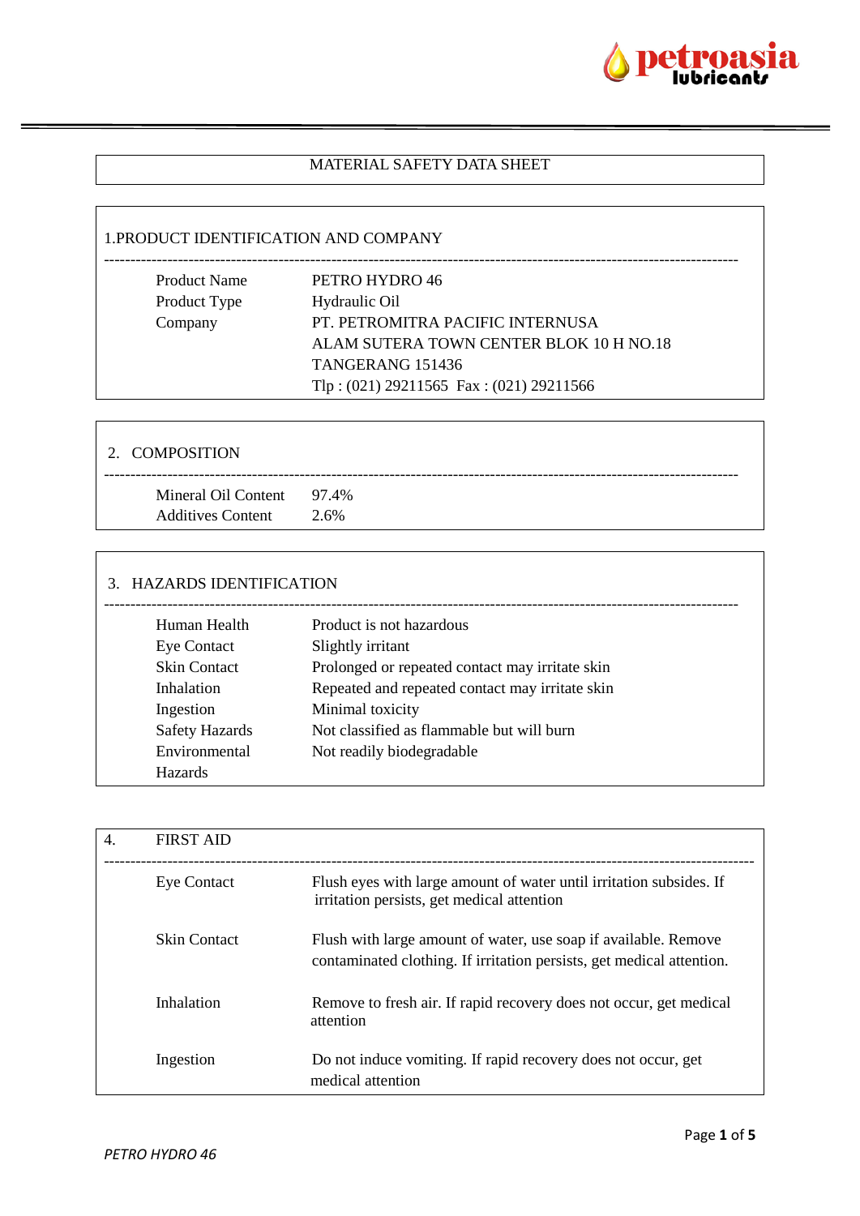# MATERIAL SAFETY DATA SHEET

## 1.PRODUCT IDENTIFICATION AND COMPANY

| | |
|---|---|
| Product Name | PETRO HYDRO 46 |
| Product Type | Hydraulic Oil |
| Company | PT. PETROMITRA PACIFIC INTERNUSA<br>ALAM SUTERA TOWN CENTER BLOK 10 H NO.18<br>TANGERANG 151436<br>Tlp : (021) 29211565 Fax : (021) 29211566 |

## 2. COMPOSITION

| | |
|---|---|
| Mineral Oil Content | 97.4% |
| Additives Content | 2.6% |

## 3. HAZARDS IDENTIFICATION

| | |
|---|---|
| Human Health | Product is not hazardous |
| Eye Contact | Slightly irritant |
| Skin Contact | Prolonged or repeated contact may irritate skin |
| Inhalation | Repeated and repeated contact may irritate skin |
| Ingestion | Minimal toxicity |
| Safety Hazards | Not classified as flammable but will burn |
| Environmental Hazards | Not readily biodegradable |

## 4. FIRST AID

| | |
|---|---|
| Eye Contact | Flush eyes with large amount of water until irritation subsides. If irritation persists, get medical attention |
| Skin Contact | Flush with large amount of water, use soap if available. Remove contaminated clothing. If irritation persists, get medical attention. |
| Inhalation | Remove to fresh air. If rapid recovery does not occur, get medical attention |
| Ingestion | Do not induce vomiting. If rapid recovery does not occur, get medical attention |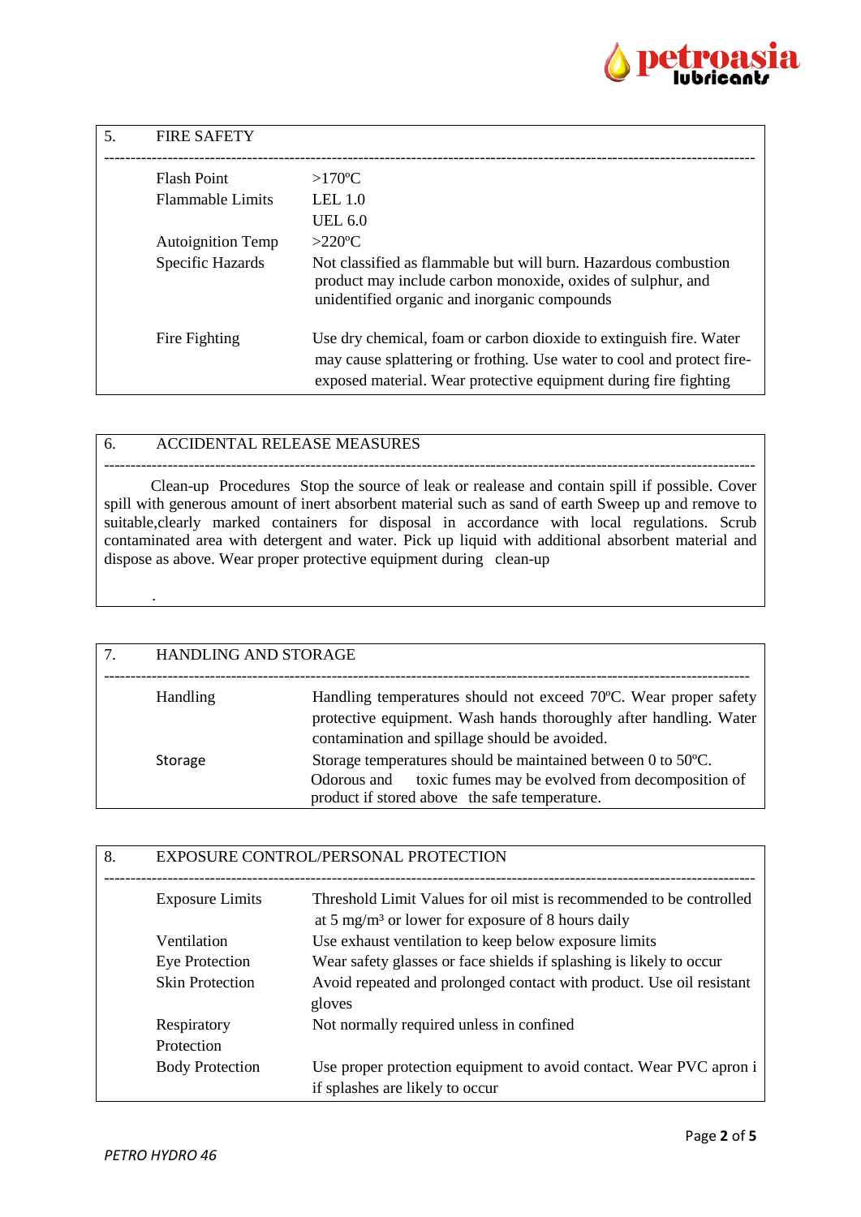## 5. FIRE SAFETY

| | |
|---|---|
| Flash Point | >170ºC |
| Flammable Limits | LEL 1.0<br>UEL 6.0 |
| Autoignition Temp | >220ºC |
| Specific Hazards | Not classified as flammable but will burn. Hazardous combustion product may include carbon monoxide, oxides of sulphur, and unidentified organic and inorganic compounds |
| Fire Fighting | Use dry chemical, foam or carbon dioxide to extinguish fire. Water may cause splattering or frothing. Use water to cool and protect fire-exposed material. Wear protective equipment during fire fighting |

## 6. ACCIDENTAL RELEASE MEASURES

Clean-up Procedures Stop the source of leak or realease and contain spill if possible. Cover spill with generous amount of inert absorbent material such as sand of earth Sweep up and remove to suitable,clearly marked containers for disposal in accordance with local regulations. Scrub contaminated area with detergent and water. Pick up liquid with additional absorbent material and dispose as above. Wear proper protective equipment during clean-up

.

## 7. HANDLING AND STORAGE

| | |
|---|---|
| Handling | Handling temperatures should not exceed 70ºC. Wear proper safety protective equipment. Wash hands thoroughly after handling. Water contamination and spillage should be avoided. |
| Storage | Storage temperatures should be maintained between 0 to 50ºC. Odorous and toxic fumes may be evolved from decomposition of product if stored above the safe temperature. |

## 8. EXPOSURE CONTROL/PERSONAL PROTECTION

| | |
|---|---|
| Exposure Limits | Threshold Limit Values for oil mist is recommended to be controlled at 5 mg/m³ or lower for exposure of 8 hours daily |
| Ventilation | Use exhaust ventilation to keep below exposure limits |
| Eye Protection | Wear safety glasses or face shields if splashing is likely to occur |
| Skin Protection | Avoid repeated and prolonged contact with product. Use oil resistant gloves |
| Respiratory Protection | Not normally required unless in confined |
| Body Protection | Use proper protection equipment to avoid contact. Wear PVC apron i if splashes are likely to occur |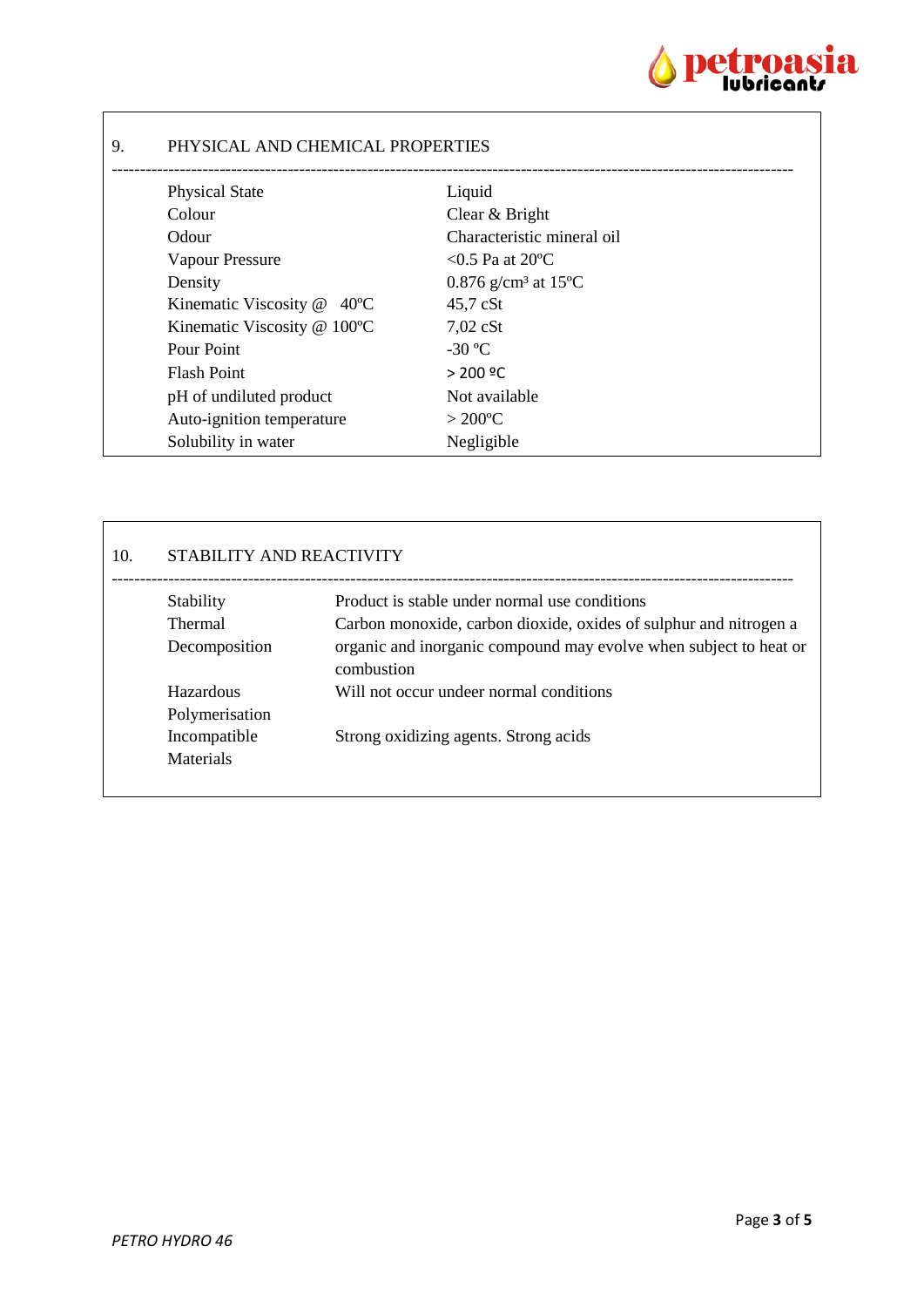## 9. PHYSICAL AND CHEMICAL PROPERTIES

| Property | Value |
|---|---|
| Physical State | Liquid |
| Colour | Clear & Bright |
| Odour | Characteristic mineral oil |
| Vapour Pressure | <0.5 Pa at 20ºC |
| Density | 0.876 g/cm³ at 15ºC |
| Kinematic Viscosity @ 40ºC | 45,7 cSt |
| Kinematic Viscosity @ 100ºC | 7,02 cSt |
| Pour Point | -30 ºC |
| Flash Point | > 200 ºC |
| pH of undiluted product | Not available |
| Auto-ignition temperature | > 200ºC |
| Solubility in water | Negligible |

## 10. STABILITY AND REACTIVITY

| Property | Description |
|---|---|
| Stability | Product is stable under normal use conditions |
| Thermal Decomposition | Carbon monoxide, carbon dioxide, oxides of sulphur and nitrogen a organic and inorganic compound may evolve when subject to heat or combustion |
| Hazardous Polymerisation | Will not occur undeer normal conditions |
| Incompatible Materials | Strong oxidizing agents. Strong acids |

*PETRO HYDRO 46*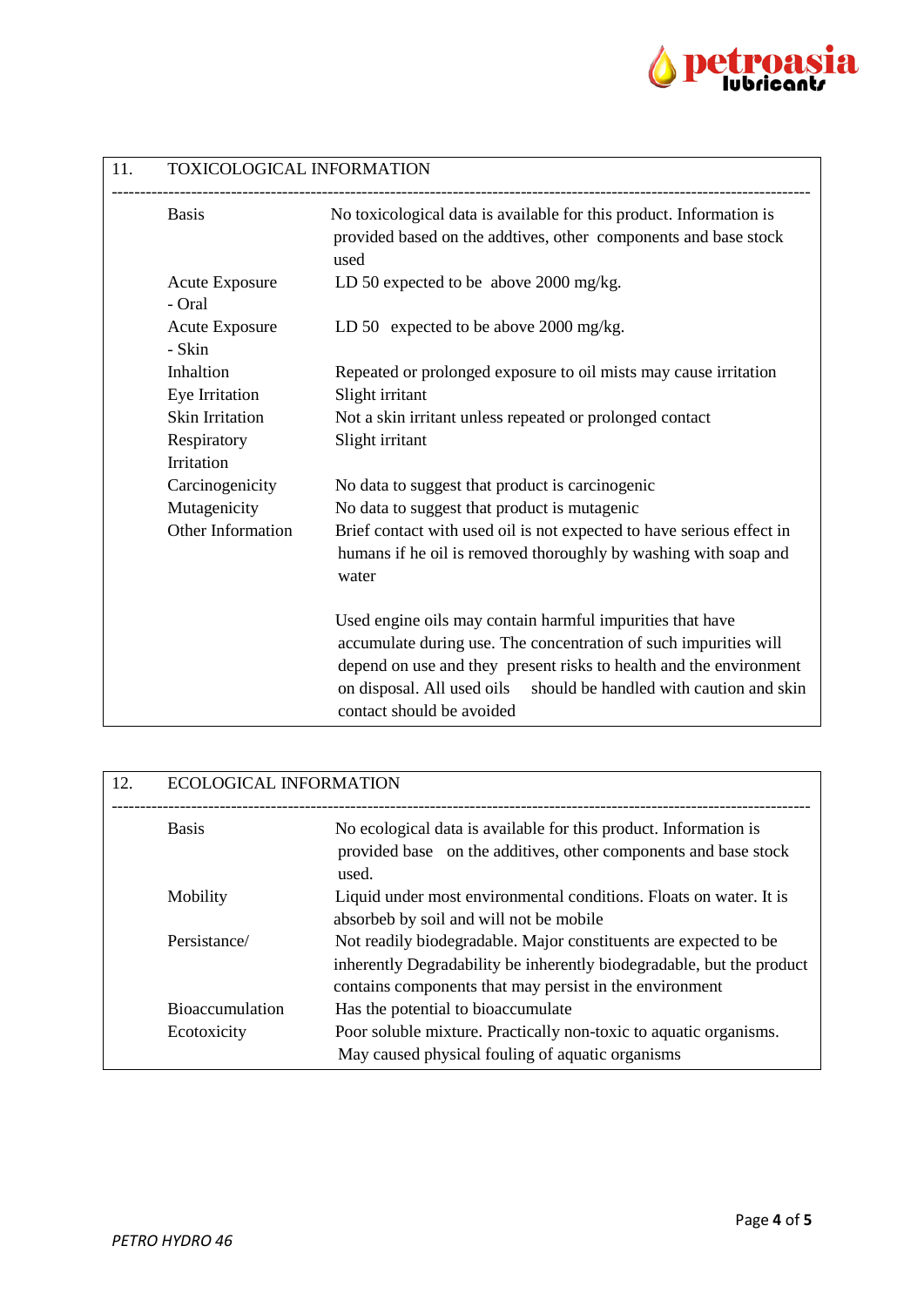## 11. TOXICOLOGICAL INFORMATION

| | |
|---|---|
| Basis | No toxicological data is available for this product. Information is provided based on the addtives, other components and base stock used |
| Acute Exposure - Oral | LD 50 expected to be above 2000 mg/kg. |
| Acute Exposure - Skin | LD 50 expected to be above 2000 mg/kg. |
| Inhaltion | Repeated or prolonged exposure to oil mists may cause irritation |
| Eye Irritation | Slight irritant |
| Skin Irritation | Not a skin irritant unless repeated or prolonged contact |
| Respiratory Irritation | Slight irritant |
| Carcinogenicity | No data to suggest that product is carcinogenic |
| Mutagenicity | No data to suggest that product is mutagenic |
| Other Information | Brief contact with used oil is not expected to have serious effect in humans if he oil is removed thoroughly by washing with soap and water<br><br>Used engine oils may contain harmful impurities that have accumulate during use. The concentration of such impurities will depend on use and they present risks to health and the environment on disposal. All used oils should be handled with caution and skin contact should be avoided |

## 12. ECOLOGICAL INFORMATION

| | |
|---|---|
| Basis | No ecological data is available for this product. Information is provided base on the additives, other components and base stock used. |
| Mobility | Liquid under most environmental conditions. Floats on water. It is absorbeb by soil and will not be mobile |
| Persistance/ | Not readily biodegradable. Major constituents are expected to be inherently Degradability be inherently biodegradable, but the product contains components that may persist in the environment |
| Bioaccumulation | Has the potential to bioaccumulate |
| Ecotoxicity | Poor soluble mixture. Practically non-toxic to aquatic organisms. May caused physical fouling of aquatic organisms |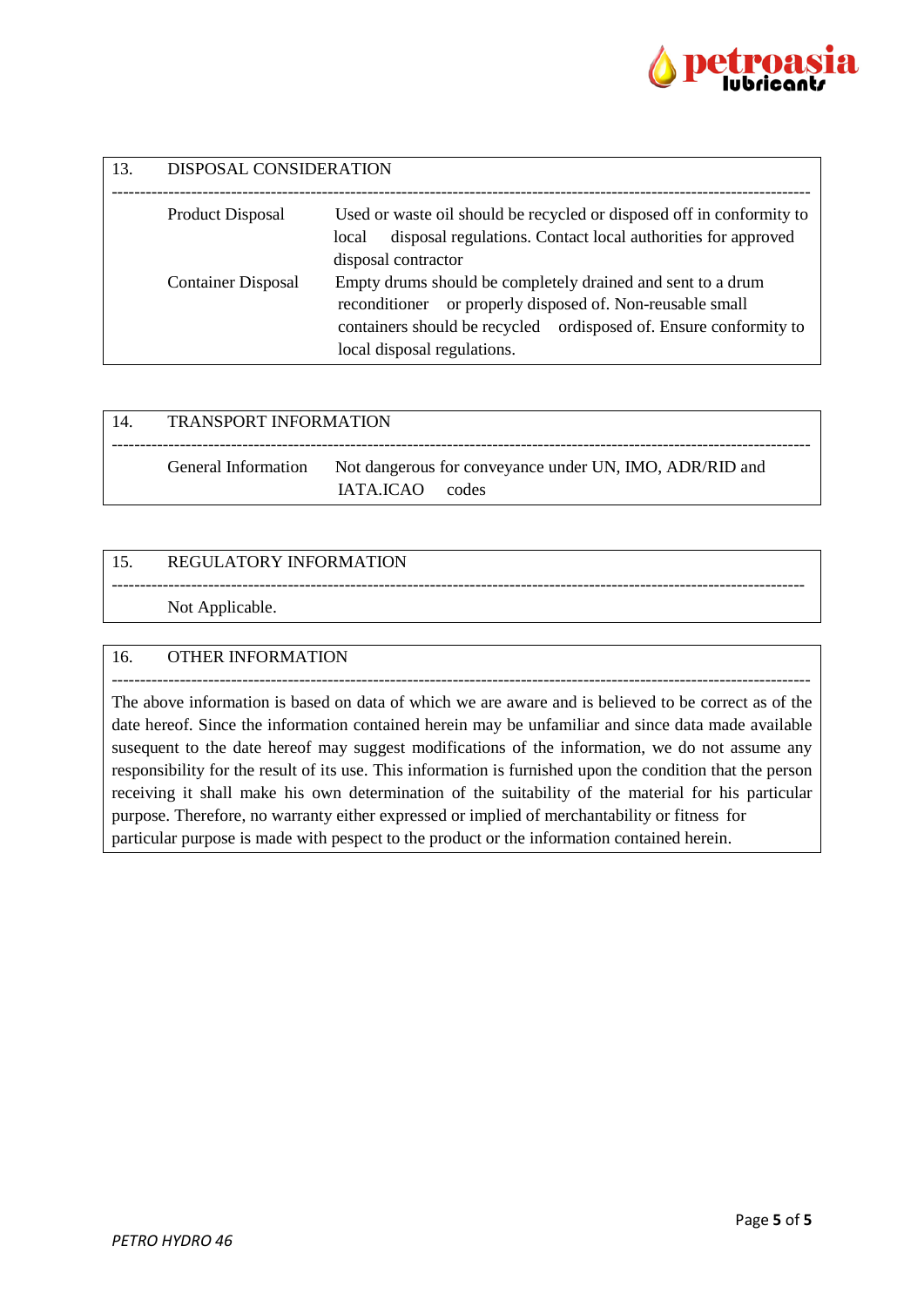## 13. DISPOSAL CONSIDERATION

| | |
|---|---|
| Product Disposal | Used or waste oil should be recycled or disposed off in conformity to local disposal regulations. Contact local authorities for approved disposal contractor |
| Container Disposal | Empty drums should be completely drained and sent to a drum reconditioner or properly disposed of. Non-reusable small containers should be recycled ordisposed of. Ensure conformity to local disposal regulations. |

## 14. TRANSPORT INFORMATION

| | |
|---|---|
| General Information | Not dangerous for conveyance under UN, IMO, ADR/RID and IATA.ICAO codes |

## 15. REGULATORY INFORMATION

Not Applicable.

## 16. OTHER INFORMATION

The above information is based on data of which we are aware and is believed to be correct as of the date hereof. Since the information contained herein may be unfamiliar and since data made available susequent to the date hereof may suggest modifications of the information, we do not assume any responsibility for the result of its use. This information is furnished upon the condition that the person receiving it shall make his own determination of the suitability of the material for his particular purpose. Therefore, no warranty either expressed or implied of merchantability or fitness for particular purpose is made with pespect to the product or the information contained herein.